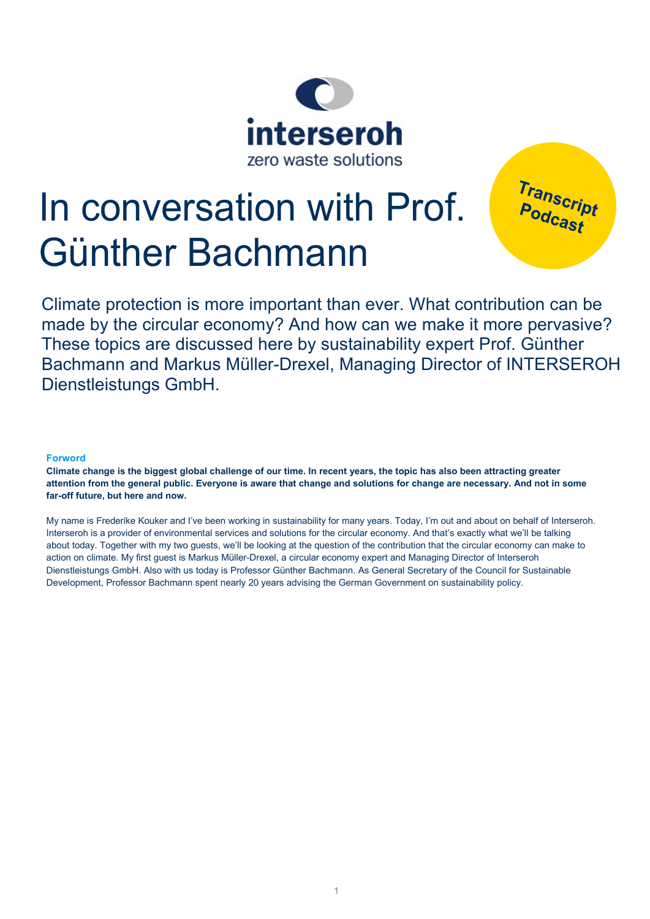interseroh

zero waste solutions

# In conversation with Prof. Günther Bachmann

Transcript Podcast

Climate protection is more important than ever. What contribution can be made by the circular economy? And how can we make it more pervasive? These topics are discussed here by sustainability expert Prof. Günther Bachmann and Markus Müller-Drexel, Managing Director of INTERSEROH Dienstleistungs GmbH.

### Forword

**Climate change is the biggest global challenge of our time. In recent years, the topic has also been attracting greater attention from the general public. Everyone is aware that change and solutions for change are necessary. And not in some far-off future, but here and now.**

My name is Frederike Kouker and I've been working in sustainability for many years. Today, I'm out and about on behalf of Interseroh. Interseroh is a provider of environmental services and solutions for the circular economy. And that's exactly what we'll be talking about today. Together with my two guests, we'll be looking at the question of the contribution that the circular economy can make to action on climate. My first guest is Markus Müller-Drexel, a circular economy expert and Managing Director of Interseroh Dienstleistungs GmbH. Also with us today is Professor Günther Bachmann. As General Secretary of the Council for Sustainable Development, Professor Bachmann spent nearly 20 years advising the German Government on sustainability policy.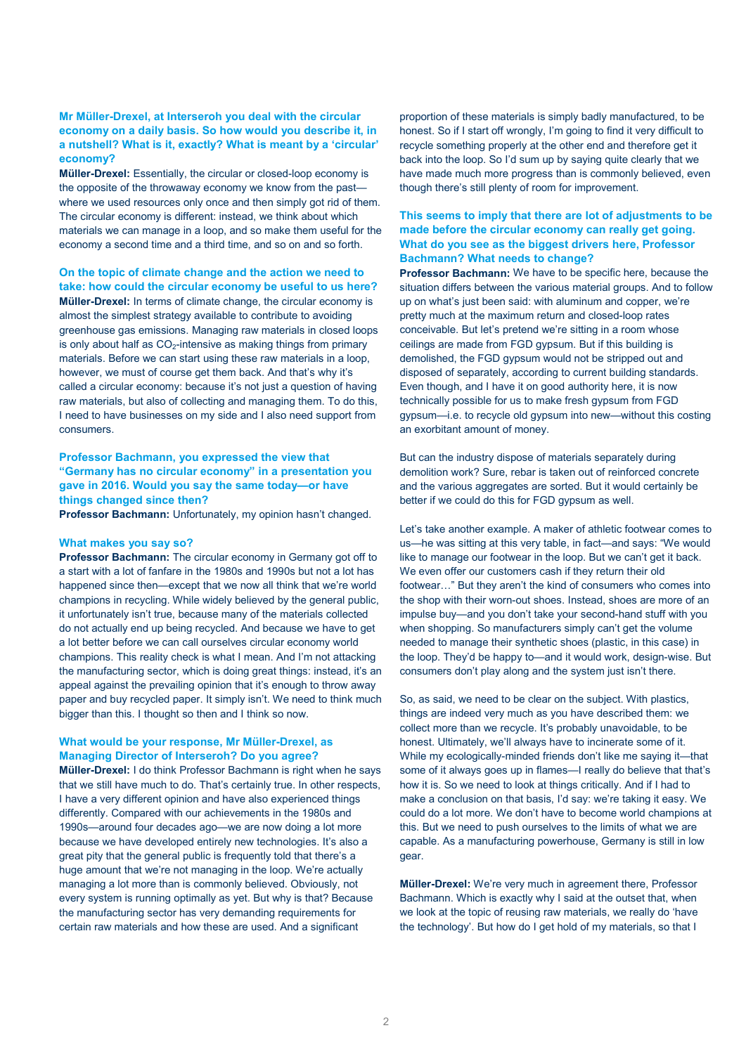**Mr Müller-Drexel, at Interseroh you deal with the circular economy on a daily basis. So how would you describe it, in a nutshell? What is it, exactly? What is meant by a 'circular' economy?**

**Müller-Drexel:** Essentially, the circular or closed-loop economy is the opposite of the throwaway economy we know from the past—where we used resources only once and then simply got rid of them. The circular economy is different: instead, we think about which materials we can manage in a loop, and so make them useful for the economy a second time and a third time, and so on and so forth.

**On the topic of climate change and the action we need to take: how could the circular economy be useful to us here?**

**Müller-Drexel:** In terms of climate change, the circular economy is almost the simplest strategy available to contribute to avoiding greenhouse gas emissions. Managing raw materials in closed loops is only about half as $CO_2$-intensive as making things from primary materials. Before we can start using these raw materials in a loop, however, we must of course get them back. And that's why it's called a circular economy: because it's not just a question of having raw materials, but also of collecting and managing them. To do this, I need to have businesses on my side and I also need support from consumers.

**Professor Bachmann, you expressed the view that "Germany has no circular economy" in a presentation you gave in 2016. Would you say the same today—or have things changed since then?**

**Professor Bachmann:** Unfortunately, my opinion hasn't changed.

**What makes you say so?**

**Professor Bachmann:** The circular economy in Germany got off to a start with a lot of fanfare in the 1980s and 1990s but not a lot has happened since then—except that we now all think that we're world champions in recycling. While widely believed by the general public, it unfortunately isn't true, because many of the materials collected do not actually end up being recycled. And because we have to get a lot better before we can call ourselves circular economy world champions. This reality check is what I mean. And I'm not attacking the manufacturing sector, which is doing great things: instead, it's an appeal against the prevailing opinion that it's enough to throw away paper and buy recycled paper. It simply isn't. We need to think much bigger than this. I thought so then and I think so now.

**What would be your response, Mr Müller-Drexel, as Managing Director of Interseroh? Do you agree?**

**Müller-Drexel:** I do think Professor Bachmann is right when he says that we still have much to do. That's certainly true. In other respects, I have a very different opinion and have also experienced things differently. Compared with our achievements in the 1980s and 1990s—around four decades ago—we are now doing a lot more because we have developed entirely new technologies. It's also a great pity that the general public is frequently told that there's a huge amount that we're not managing in the loop. We're actually managing a lot more than is commonly believed. Obviously, not every system is running optimally as yet. But why is that? Because the manufacturing sector has very demanding requirements for certain raw materials and how these are used. And a significant proportion of these materials is simply badly manufactured, to be honest. So if I start off wrongly, I'm going to find it very difficult to recycle something properly at the other end and therefore get it back into the loop. So I'd sum up by saying quite clearly that we have made much more progress than is commonly believed, even though there's still plenty of room for improvement.

**This seems to imply that there are lot of adjustments to be made before the circular economy can really get going. What do you see as the biggest drivers here, Professor Bachmann? What needs to change?**

**Professor Bachmann:** We have to be specific here, because the situation differs between the various material groups. And to follow up on what's just been said: with aluminum and copper, we're pretty much at the maximum return and closed-loop rates conceivable. But let's pretend we're sitting in a room whose ceilings are made from FGD gypsum. But if this building is demolished, the FGD gypsum would not be stripped out and disposed of separately, according to current building standards. Even though, and I have it on good authority here, it is now technically possible for us to make fresh gypsum from FGD gypsum—i.e. to recycle old gypsum into new—without this costing an exorbitant amount of money.

But can the industry dispose of materials separately during demolition work? Sure, rebar is taken out of reinforced concrete and the various aggregates are sorted. But it would certainly be better if we could do this for FGD gypsum as well.

Let's take another example. A maker of athletic footwear comes to us—he was sitting at this very table, in fact—and says: "We would like to manage our footwear in the loop. But we can't get it back. We even offer our customers cash if they return their old footwear…" But they aren't the kind of consumers who comes into the shop with their worn-out shoes. Instead, shoes are more of an impulse buy—and you don't take your second-hand stuff with you when shopping. So manufacturers simply can't get the volume needed to manage their synthetic shoes (plastic, in this case) in the loop. They'd be happy to—and it would work, design-wise. But consumers don't play along and the system just isn't there.

So, as said, we need to be clear on the subject. With plastics, things are indeed very much as you have described them: we collect more than we recycle. It's probably unavoidable, to be honest. Ultimately, we'll always have to incinerate some of it. While my ecologically-minded friends don't like me saying it—that some of it always goes up in flames—I really do believe that that's how it is. So we need to look at things critically. And if I had to make a conclusion on that basis, I'd say: we're taking it easy. We could do a lot more. We don't have to become world champions at this. But we need to push ourselves to the limits of what we are capable. As a manufacturing powerhouse, Germany is still in low gear.

**Müller-Drexel:** We're very much in agreement there, Professor Bachmann. Which is exactly why I said at the outset that, when we look at the topic of reusing raw materials, we really do 'have the technology'. But how do I get hold of my materials, so that I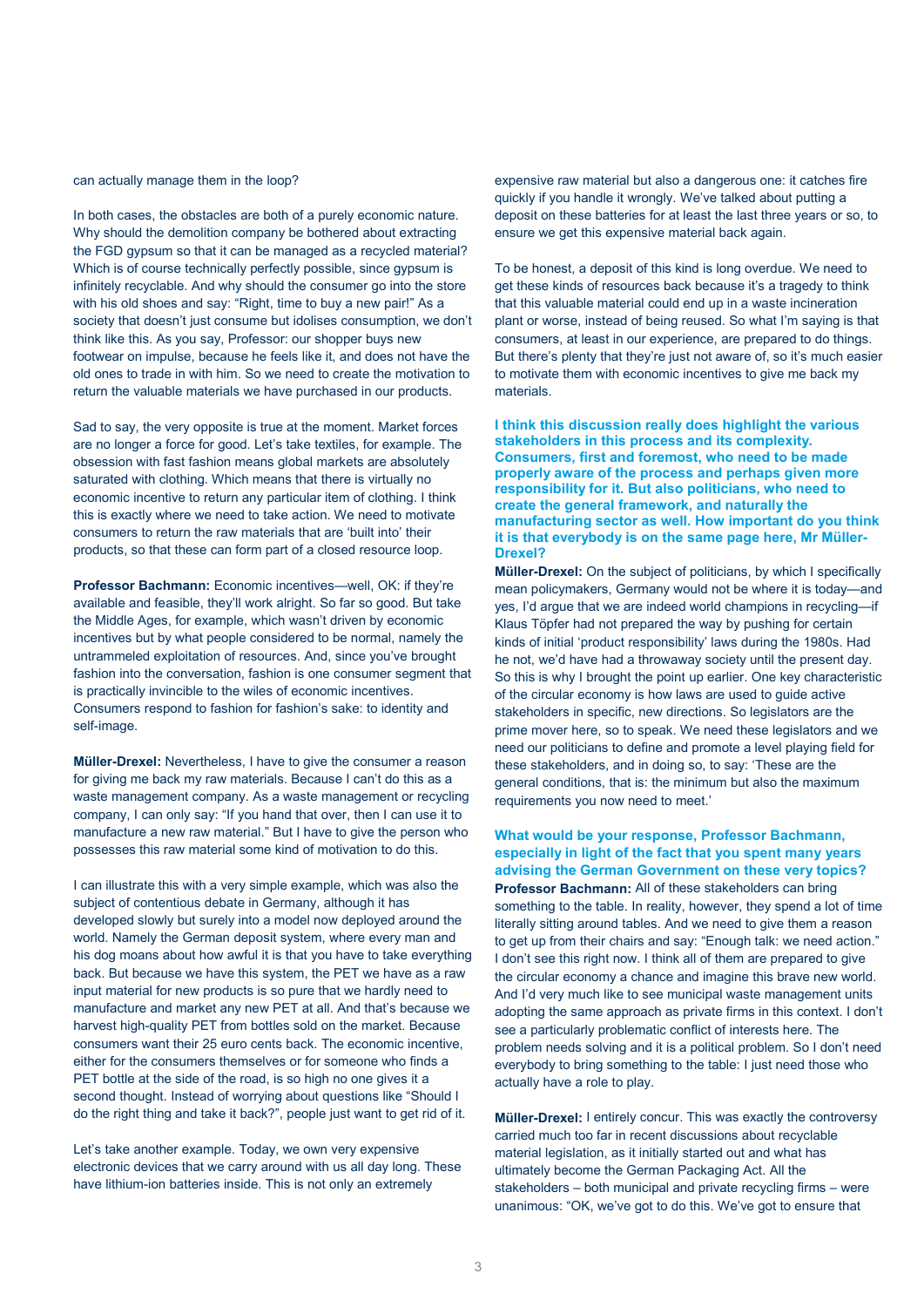can actually manage them in the loop?

In both cases, the obstacles are both of a purely economic nature. Why should the demolition company be bothered about extracting the FGD gypsum so that it can be managed as a recycled material? Which is of course technically perfectly possible, since gypsum is infinitely recyclable. And why should the consumer go into the store with his old shoes and say: "Right, time to buy a new pair!" As a society that doesn't just consume but idolises consumption, we don't think like this. As you say, Professor: our shopper buys new footwear on impulse, because he feels like it, and does not have the old ones to trade in with him. So we need to create the motivation to return the valuable materials we have purchased in our products.

Sad to say, the very opposite is true at the moment. Market forces are no longer a force for good. Let's take textiles, for example. The obsession with fast fashion means global markets are absolutely saturated with clothing. Which means that there is virtually no economic incentive to return any particular item of clothing. I think this is exactly where we need to take action. We need to motivate consumers to return the raw materials that are 'built into' their products, so that these can form part of a closed resource loop.

**Professor Bachmann:** Economic incentives—well, OK: if they're available and feasible, they'll work alright. So far so good. But take the Middle Ages, for example, which wasn't driven by economic incentives but by what people considered to be normal, namely the untrammeled exploitation of resources. And, since you've brought fashion into the conversation, fashion is one consumer segment that is practically invincible to the wiles of economic incentives. Consumers respond to fashion for fashion's sake: to identity and self-image.

**Müller-Drexel:** Nevertheless, I have to give the consumer a reason for giving me back my raw materials. Because I can't do this as a waste management company. As a waste management or recycling company, I can only say: "If you hand that over, then I can use it to manufacture a new raw material." But I have to give the person who possesses this raw material some kind of motivation to do this.

I can illustrate this with a very simple example, which was also the subject of contentious debate in Germany, although it has developed slowly but surely into a model now deployed around the world. Namely the German deposit system, where every man and his dog moans about how awful it is that you have to take everything back. But because we have this system, the PET we have as a raw input material for new products is so pure that we hardly need to manufacture and market any new PET at all. And that's because we harvest high-quality PET from bottles sold on the market. Because consumers want their 25 euro cents back. The economic incentive, either for the consumers themselves or for someone who finds a PET bottle at the side of the road, is so high no one gives it a second thought. Instead of worrying about questions like "Should I do the right thing and take it back?", people just want to get rid of it.

Let's take another example. Today, we own very expensive electronic devices that we carry around with us all day long. These have lithium-ion batteries inside. This is not only an extremely expensive raw material but also a dangerous one: it catches fire quickly if you handle it wrongly. We've talked about putting a deposit on these batteries for at least the last three years or so, to ensure we get this expensive material back again.

To be honest, a deposit of this kind is long overdue. We need to get these kinds of resources back because it's a tragedy to think that this valuable material could end up in a waste incineration plant or worse, instead of being reused. So what I'm saying is that consumers, at least in our experience, are prepared to do things. But there's plenty that they're just not aware of, so it's much easier to motivate them with economic incentives to give me back my materials.

**I think this discussion really does highlight the various stakeholders in this process and its complexity. Consumers, first and foremost, who need to be made properly aware of the process and perhaps given more responsibility for it. But also politicians, who need to create the general framework, and naturally the manufacturing sector as well. How important do you think it is that everybody is on the same page here, Mr Müller-Drexel?**

**Müller-Drexel:** On the subject of politicians, by which I specifically mean policymakers, Germany would not be where it is today—and yes, I'd argue that we are indeed world champions in recycling—if Klaus Töpfer had not prepared the way by pushing for certain kinds of initial 'product responsibility' laws during the 1980s. Had he not, we'd have had a throwaway society until the present day. So this is why I brought the point up earlier. One key characteristic of the circular economy is how laws are used to guide active stakeholders in specific, new directions. So legislators are the prime mover here, so to speak. We need these legislators and we need our politicians to define and promote a level playing field for these stakeholders, and in doing so, to say: 'These are the general conditions, that is: the minimum but also the maximum requirements you now need to meet.'

**What would be your response, Professor Bachmann, especially in light of the fact that you spent many years advising the German Government on these very topics?**

**Professor Bachmann:** All of these stakeholders can bring something to the table. In reality, however, they spend a lot of time literally sitting around tables. And we need to give them a reason to get up from their chairs and say: "Enough talk: we need action." I don't see this right now. I think all of them are prepared to give the circular economy a chance and imagine this brave new world. And I'd very much like to see municipal waste management units adopting the same approach as private firms in this context. I don't see a particularly problematic conflict of interests here. The problem needs solving and it is a political problem. So I don't need everybody to bring something to the table: I just need those who actually have a role to play.

**Müller-Drexel:** I entirely concur. This was exactly the controversy carried much too far in recent discussions about recyclable material legislation, as it initially started out and what has ultimately become the German Packaging Act. All the stakeholders – both municipal and private recycling firms – were unanimous: "OK, we've got to do this. We've got to ensure that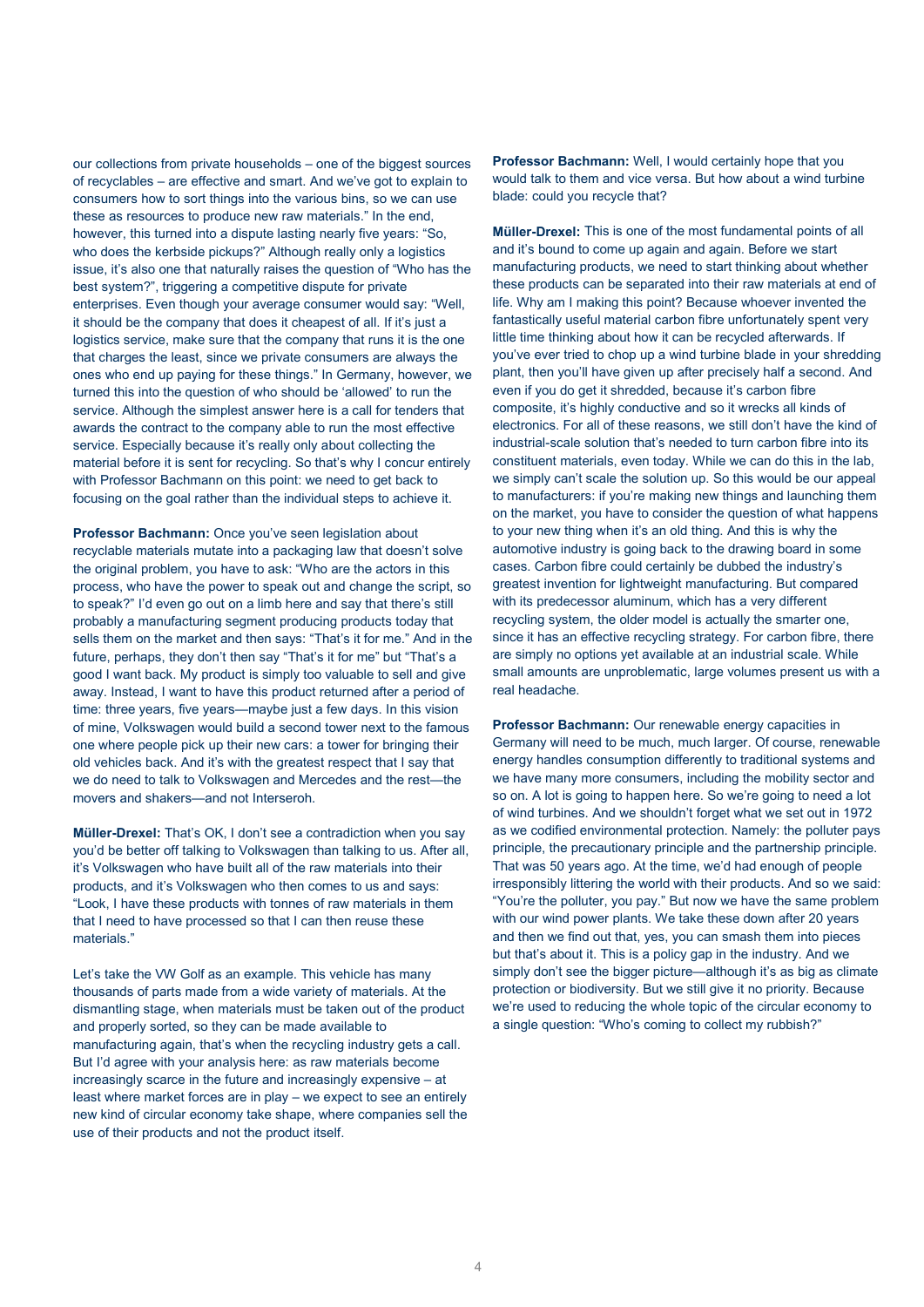our collections from private households – one of the biggest sources of recyclables – are effective and smart. And we've got to explain to consumers how to sort things into the various bins, so we can use these as resources to produce new raw materials." In the end, however, this turned into a dispute lasting nearly five years: "So, who does the kerbside pickups?" Although really only a logistics issue, it's also one that naturally raises the question of "Who has the best system?", triggering a competitive dispute for private enterprises. Even though your average consumer would say: "Well, it should be the company that does it cheapest of all. If it's just a logistics service, make sure that the company that runs it is the one that charges the least, since we private consumers are always the ones who end up paying for these things." In Germany, however, we turned this into the question of who should be 'allowed' to run the service. Although the simplest answer here is a call for tenders that awards the contract to the company able to run the most effective service. Especially because it's really only about collecting the material before it is sent for recycling. So that's why I concur entirely with Professor Bachmann on this point: we need to get back to focusing on the goal rather than the individual steps to achieve it.

**Professor Bachmann:** Once you've seen legislation about recyclable materials mutate into a packaging law that doesn't solve the original problem, you have to ask: "Who are the actors in this process, who have the power to speak out and change the script, so to speak?" I'd even go out on a limb here and say that there's still probably a manufacturing segment producing products today that sells them on the market and then says: "That's it for me." And in the future, perhaps, they don't then say "That's it for me" but "That's a good I want back. My product is simply too valuable to sell and give away. Instead, I want to have this product returned after a period of time: three years, five years—maybe just a few days. In this vision of mine, Volkswagen would build a second tower next to the famous one where people pick up their new cars: a tower for bringing their old vehicles back. And it's with the greatest respect that I say that we do need to talk to Volkswagen and Mercedes and the rest—the movers and shakers—and not Interseroh.

**Müller-Drexel:** That's OK, I don't see a contradiction when you say you'd be better off talking to Volkswagen than talking to us. After all, it's Volkswagen who have built all of the raw materials into their products, and it's Volkswagen who then comes to us and says: "Look, I have these products with tonnes of raw materials in them that I need to have processed so that I can then reuse these materials."

Let's take the VW Golf as an example. This vehicle has many thousands of parts made from a wide variety of materials. At the dismantling stage, when materials must be taken out of the product and properly sorted, so they can be made available to manufacturing again, that's when the recycling industry gets a call. But I'd agree with your analysis here: as raw materials become increasingly scarce in the future and increasingly expensive – at least where market forces are in play – we expect to see an entirely new kind of circular economy take shape, where companies sell the use of their products and not the product itself.

**Professor Bachmann:** Well, I would certainly hope that you would talk to them and vice versa. But how about a wind turbine blade: could you recycle that?

**Müller-Drexel:** This is one of the most fundamental points of all and it's bound to come up again and again. Before we start manufacturing products, we need to start thinking about whether these products can be separated into their raw materials at end of life. Why am I making this point? Because whoever invented the fantastically useful material carbon fibre unfortunately spent very little time thinking about how it can be recycled afterwards. If you've ever tried to chop up a wind turbine blade in your shredding plant, then you'll have given up after precisely half a second. And even if you do get it shredded, because it's carbon fibre composite, it's highly conductive and so it wrecks all kinds of electronics. For all of these reasons, we still don't have the kind of industrial-scale solution that's needed to turn carbon fibre into its constituent materials, even today. While we can do this in the lab, we simply can't scale the solution up. So this would be our appeal to manufacturers: if you're making new things and launching them on the market, you have to consider the question of what happens to your new thing when it's an old thing. And this is why the automotive industry is going back to the drawing board in some cases. Carbon fibre could certainly be dubbed the industry's greatest invention for lightweight manufacturing. But compared with its predecessor aluminum, which has a very different recycling system, the older model is actually the smarter one, since it has an effective recycling strategy. For carbon fibre, there are simply no options yet available at an industrial scale. While small amounts are unproblematic, large volumes present us with a real headache.

**Professor Bachmann:** Our renewable energy capacities in Germany will need to be much, much larger. Of course, renewable energy handles consumption differently to traditional systems and we have many more consumers, including the mobility sector and so on. A lot is going to happen here. So we're going to need a lot of wind turbines. And we shouldn't forget what we set out in 1972 as we codified environmental protection. Namely: the polluter pays principle, the precautionary principle and the partnership principle. That was 50 years ago. At the time, we'd had enough of people irresponsibly littering the world with their products. And so we said: "You're the polluter, you pay." But now we have the same problem with our wind power plants. We take these down after 20 years and then we find out that, yes, you can smash them into pieces but that's about it. This is a policy gap in the industry. And we simply don't see the bigger picture—although it's as big as climate protection or biodiversity. But we still give it no priority. Because we're used to reducing the whole topic of the circular economy to a single question: "Who's coming to collect my rubbish?"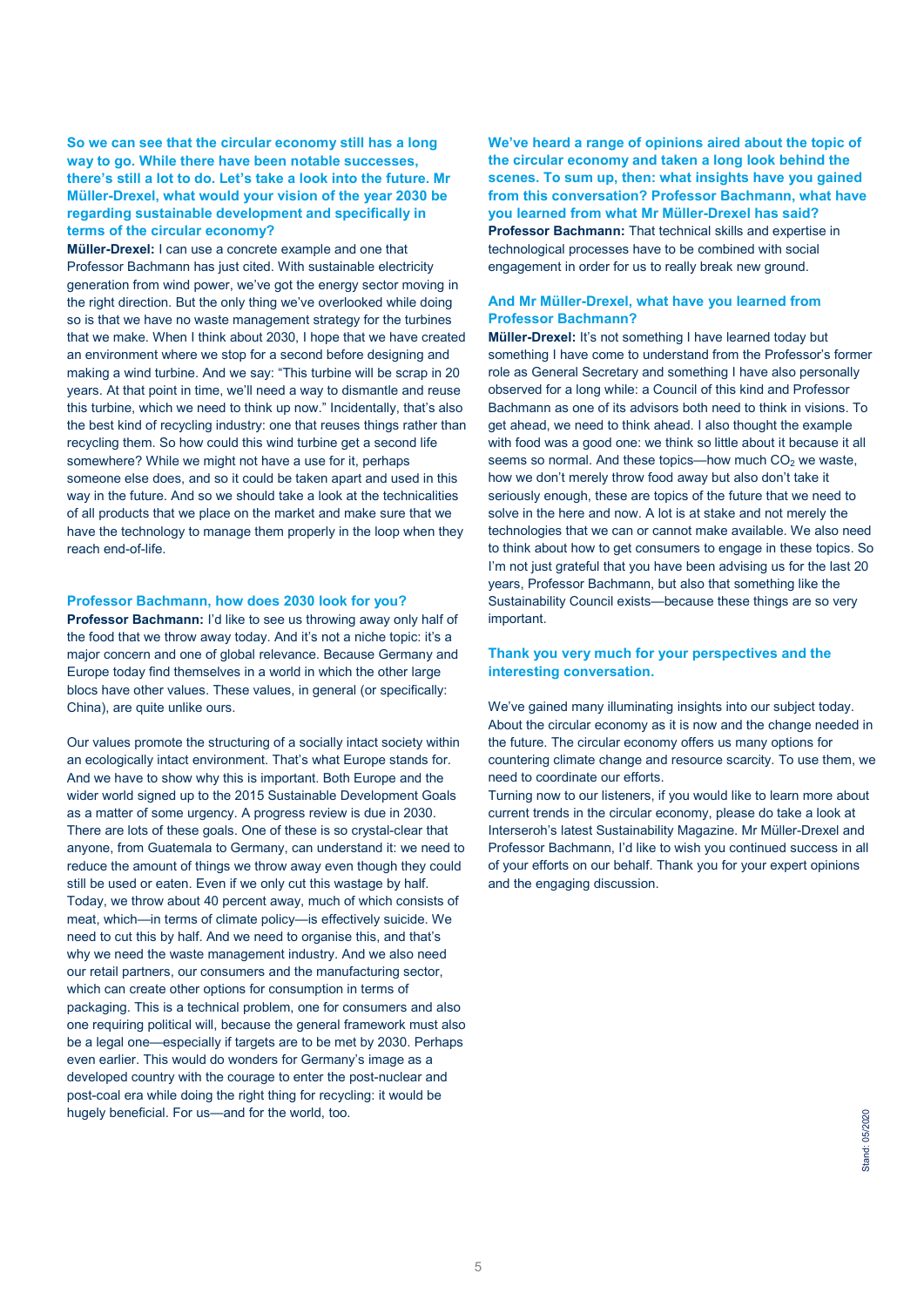**So we can see that the circular economy still has a long way to go. While there have been notable successes, there's still a lot to do. Let's take a look into the future. Mr Müller-Drexel, what would your vision of the year 2030 be regarding sustainable development and specifically in terms of the circular economy?**

**Müller-Drexel:** I can use a concrete example and one that Professor Bachmann has just cited. With sustainable electricity generation from wind power, we've got the energy sector moving in the right direction. But the only thing we've overlooked while doing so is that we have no waste management strategy for the turbines that we make. When I think about 2030, I hope that we have created an environment where we stop for a second before designing and making a wind turbine. And we say: "This turbine will be scrap in 20 years. At that point in time, we'll need a way to dismantle and reuse this turbine, which we need to think up now." Incidentally, that's also the best kind of recycling industry: one that reuses things rather than recycling them. So how could this wind turbine get a second life somewhere? While we might not have a use for it, perhaps someone else does, and so it could be taken apart and used in this way in the future. And so we should take a look at the technicalities of all products that we place on the market and make sure that we have the technology to manage them properly in the loop when they reach end-of-life.

**Professor Bachmann, how does 2030 look for you?**

**Professor Bachmann:** I'd like to see us throwing away only half of the food that we throw away today. And it's not a niche topic: it's a major concern and one of global relevance. Because Germany and Europe today find themselves in a world in which the other large blocs have other values. These values, in general (or specifically: China), are quite unlike ours.

Our values promote the structuring of a socially intact society within an ecologically intact environment. That's what Europe stands for. And we have to show why this is important. Both Europe and the wider world signed up to the 2015 Sustainable Development Goals as a matter of some urgency. A progress review is due in 2030. There are lots of these goals. One of these is so crystal-clear that anyone, from Guatemala to Germany, can understand it: we need to reduce the amount of things we throw away even though they could still be used or eaten. Even if we only cut this wastage by half. Today, we throw about 40 percent away, much of which consists of meat, which—in terms of climate policy—is effectively suicide. We need to cut this by half. And we need to organise this, and that's why we need the waste management industry. And we also need our retail partners, our consumers and the manufacturing sector, which can create other options for consumption in terms of packaging. This is a technical problem, one for consumers and also one requiring political will, because the general framework must also be a legal one—especially if targets are to be met by 2030. Perhaps even earlier. This would do wonders for Germany's image as a developed country with the courage to enter the post-nuclear and post-coal era while doing the right thing for recycling: it would be hugely beneficial. For us—and for the world, too.

**We've heard a range of opinions aired about the topic of the circular economy and taken a long look behind the scenes. To sum up, then: what insights have you gained from this conversation? Professor Bachmann, what have you learned from what Mr Müller-Drexel has said?**

**Professor Bachmann:** That technical skills and expertise in technological processes have to be combined with social engagement in order for us to really break new ground.

**And Mr Müller-Drexel, what have you learned from Professor Bachmann?**

**Müller-Drexel:** It's not something I have learned today but something I have come to understand from the Professor's former role as General Secretary and something I have also personally observed for a long while: a Council of this kind and Professor Bachmann as one of its advisors both need to think in visions. To get ahead, we need to think ahead. I also thought the example with food was a good one: we think so little about it because it all seems so normal. And these topics—how much $CO_2$ we waste, how we don't merely throw food away but also don't take it seriously enough, these are topics of the future that we need to solve in the here and now. A lot is at stake and not merely the technologies that we can or cannot make available. We also need to think about how to get consumers to engage in these topics. So I'm not just grateful that you have been advising us for the last 20 years, Professor Bachmann, but also that something like the Sustainability Council exists—because these things are so very important.

**Thank you very much for your perspectives and the interesting conversation.**

We've gained many illuminating insights into our subject today. About the circular economy as it is now and the change needed in the future. The circular economy offers us many options for countering climate change and resource scarcity. To use them, we need to coordinate our efforts.

Turning now to our listeners, if you would like to learn more about current trends in the circular economy, please do take a look at Interseroh's latest Sustainability Magazine. Mr Müller-Drexel and Professor Bachmann, I'd like to wish you continued success in all of your efforts on our behalf. Thank you for your expert opinions and the engaging discussion.

Stand: 05/2020